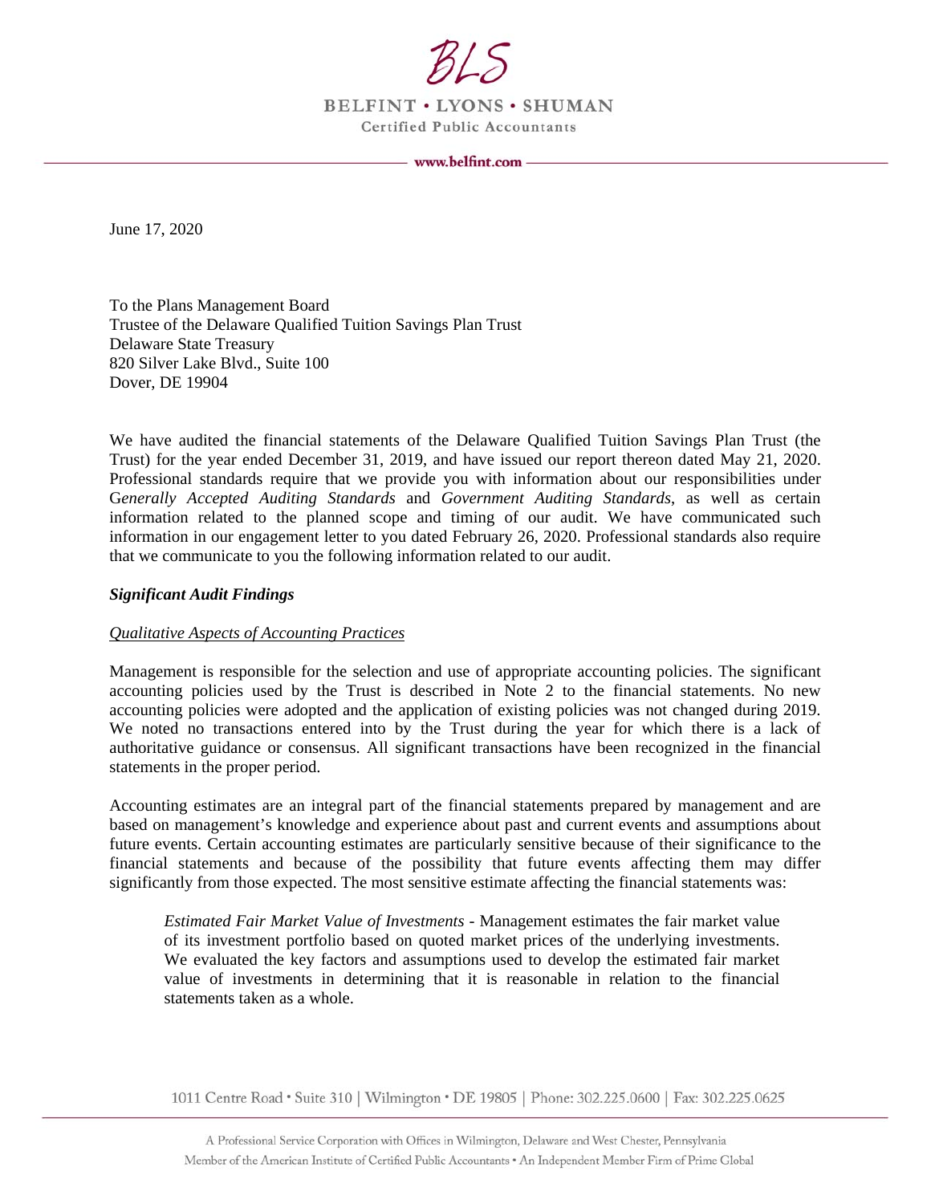BLS

BELFINT • LYONS • SHUMAN

Certified Public Accountants

www.belfint.com

June 17, 2020

To the Plans Management Board
Trustee of the Delaware Qualified Tuition Savings Plan Trust
Delaware State Treasury
820 Silver Lake Blvd., Suite 100
Dover, DE 19904

We have audited the financial statements of the Delaware Qualified Tuition Savings Plan Trust (the Trust) for the year ended December 31, 2019, and have issued our report thereon dated May 21, 2020. Professional standards require that we provide you with information about our responsibilities under G*enerally Accepted Auditing Standards* and *Government Auditing Standards*, as well as certain information related to the planned scope and timing of our audit. We have communicated such information in our engagement letter to you dated February 26, 2020. Professional standards also require that we communicate to you the following information related to our audit.

***Significant Audit Findings***

*Qualitative Aspects of Accounting Practices*

Management is responsible for the selection and use of appropriate accounting policies. The significant accounting policies used by the Trust is described in Note 2 to the financial statements. No new accounting policies were adopted and the application of existing policies was not changed during 2019. We noted no transactions entered into by the Trust during the year for which there is a lack of authoritative guidance or consensus. All significant transactions have been recognized in the financial statements in the proper period.

Accounting estimates are an integral part of the financial statements prepared by management and are based on management's knowledge and experience about past and current events and assumptions about future events. Certain accounting estimates are particularly sensitive because of their significance to the financial statements and because of the possibility that future events affecting them may differ significantly from those expected. The most sensitive estimate affecting the financial statements was:

> *Estimated Fair Market Value of Investments* - Management estimates the fair market value of its investment portfolio based on quoted market prices of the underlying investments. We evaluated the key factors and assumptions used to develop the estimated fair market value of investments in determining that it is reasonable in relation to the financial statements taken as a whole.

1011 Centre Road • Suite 310 | Wilmington • DE 19805 | Phone: 302.225.0600 | Fax: 302.225.0625

A Professional Service Corporation with Offices in Wilmington, Delaware and West Chester, Pennsylvania
Member of the American Institute of Certified Public Accountants • An Independent Member Firm of Prime Global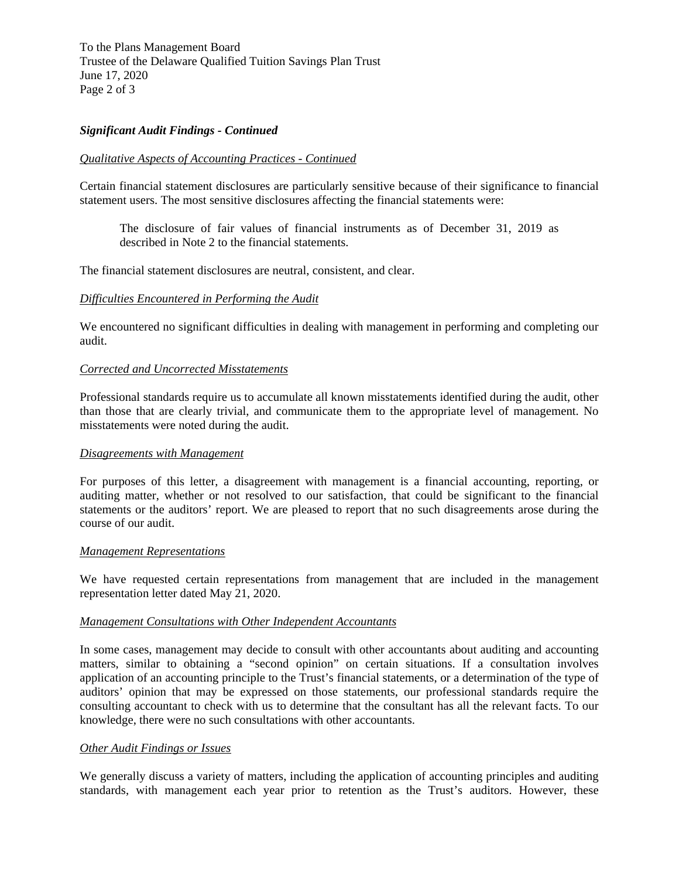### *Significant Audit Findings - Continued*

*Qualitative Aspects of Accounting Practices - Continued*

Certain financial statement disclosures are particularly sensitive because of their significance to financial statement users. The most sensitive disclosures affecting the financial statements were:

> The disclosure of fair values of financial instruments as of December 31, 2019 as described in Note 2 to the financial statements.

The financial statement disclosures are neutral, consistent, and clear.

*Difficulties Encountered in Performing the Audit*

We encountered no significant difficulties in dealing with management in performing and completing our audit.

*Corrected and Uncorrected Misstatements*

Professional standards require us to accumulate all known misstatements identified during the audit, other than those that are clearly trivial, and communicate them to the appropriate level of management. No misstatements were noted during the audit.

*Disagreements with Management*

For purposes of this letter, a disagreement with management is a financial accounting, reporting, or auditing matter, whether or not resolved to our satisfaction, that could be significant to the financial statements or the auditors' report. We are pleased to report that no such disagreements arose during the course of our audit.

*Management Representations*

We have requested certain representations from management that are included in the management representation letter dated May 21, 2020.

*Management Consultations with Other Independent Accountants*

In some cases, management may decide to consult with other accountants about auditing and accounting matters, similar to obtaining a "second opinion" on certain situations. If a consultation involves application of an accounting principle to the Trust's financial statements, or a determination of the type of auditors' opinion that may be expressed on those statements, our professional standards require the consulting accountant to check with us to determine that the consultant has all the relevant facts. To our knowledge, there were no such consultations with other accountants.

*Other Audit Findings or Issues*

We generally discuss a variety of matters, including the application of accounting principles and auditing standards, with management each year prior to retention as the Trust's auditors. However, these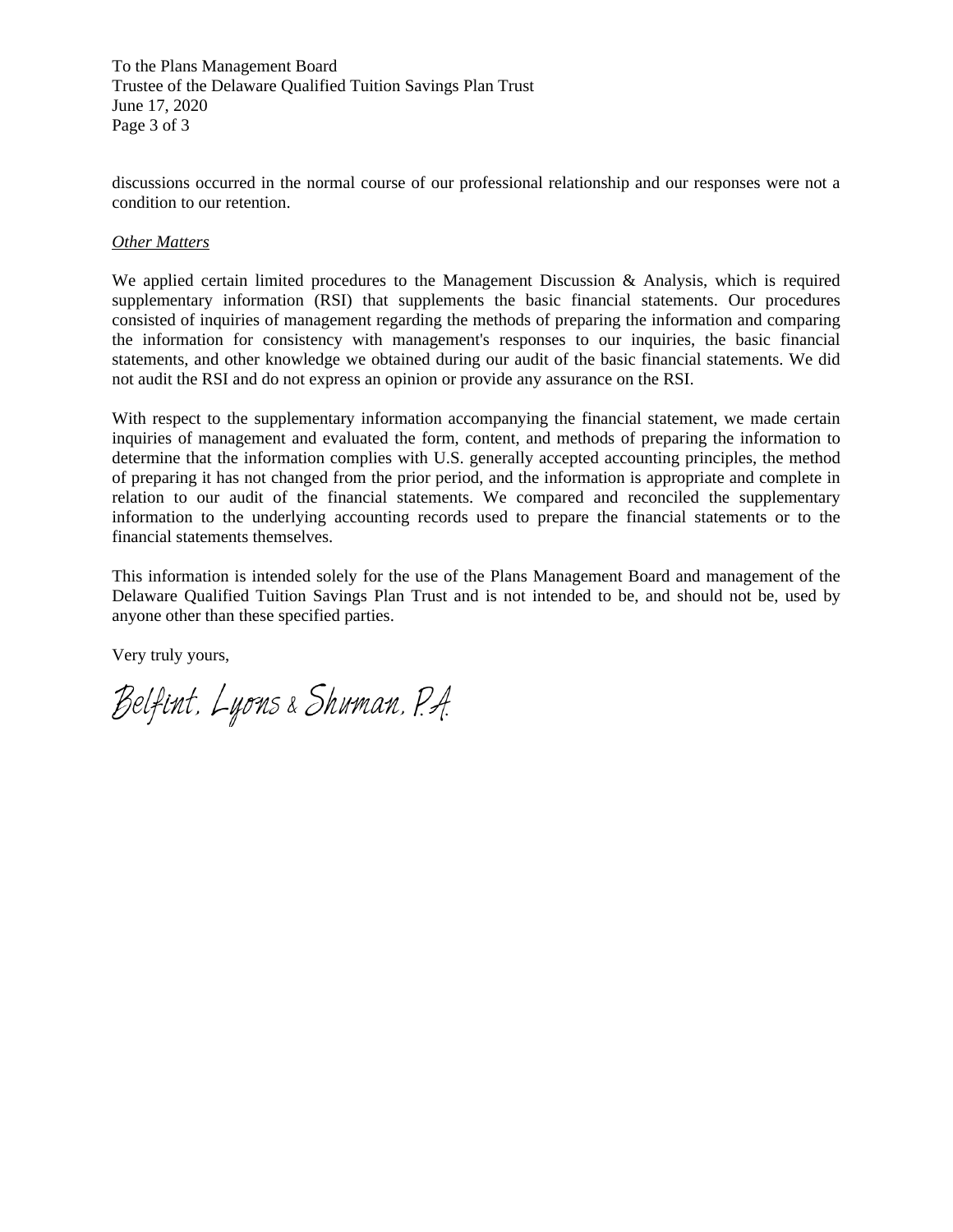discussions occurred in the normal course of our professional relationship and our responses were not a condition to our retention.

*Other Matters*

We applied certain limited procedures to the Management Discussion & Analysis, which is required supplementary information (RSI) that supplements the basic financial statements. Our procedures consisted of inquiries of management regarding the methods of preparing the information and comparing the information for consistency with management's responses to our inquiries, the basic financial statements, and other knowledge we obtained during our audit of the basic financial statements. We did not audit the RSI and do not express an opinion or provide any assurance on the RSI.

With respect to the supplementary information accompanying the financial statement, we made certain inquiries of management and evaluated the form, content, and methods of preparing the information to determine that the information complies with U.S. generally accepted accounting principles, the method of preparing it has not changed from the prior period, and the information is appropriate and complete in relation to our audit of the financial statements. We compared and reconciled the supplementary information to the underlying accounting records used to prepare the financial statements or to the financial statements themselves.

This information is intended solely for the use of the Plans Management Board and management of the Delaware Qualified Tuition Savings Plan Trust and is not intended to be, and should not be, used by anyone other than these specified parties.

Very truly yours,

Belfint, Lyons & Shuman, P.A.